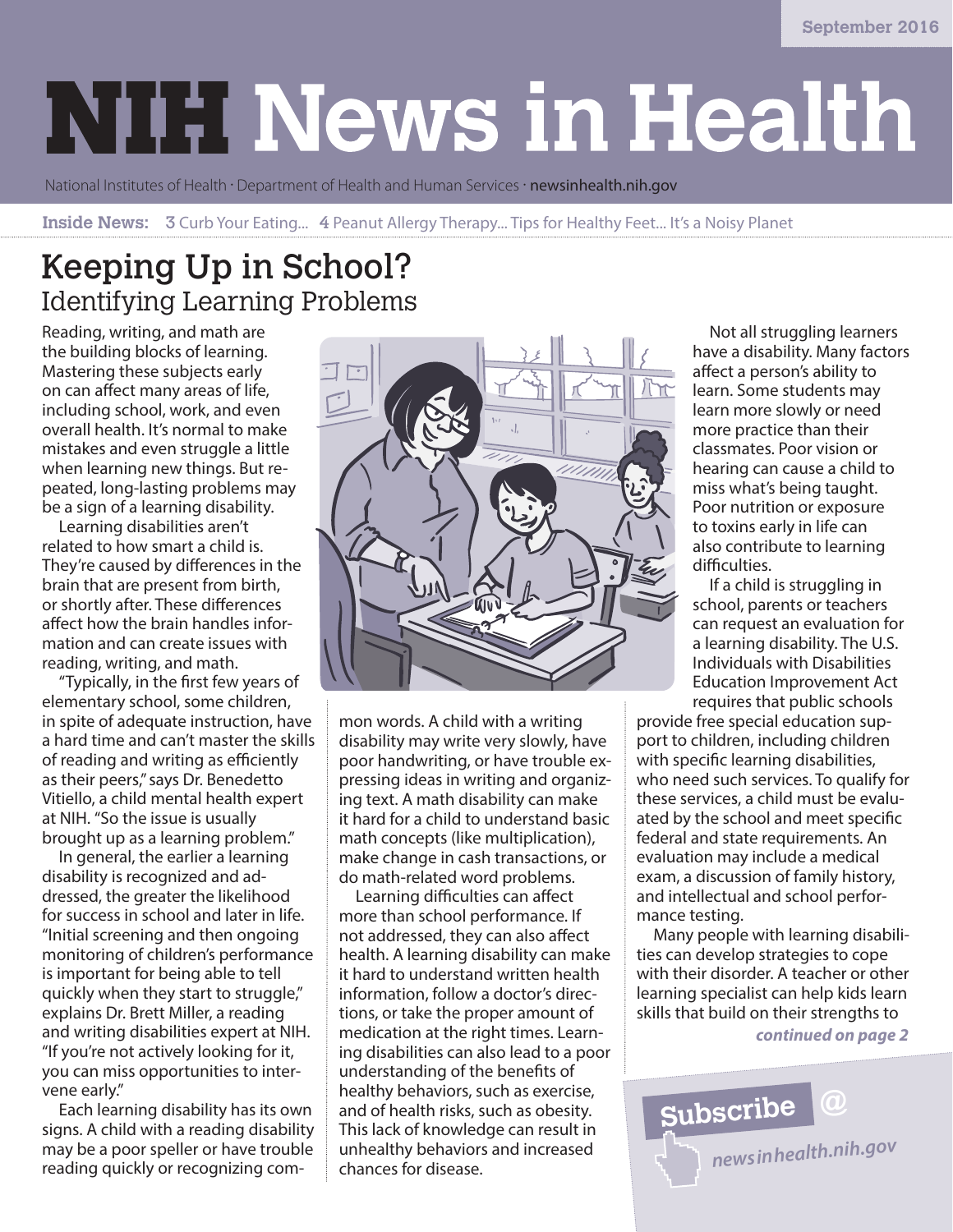September 2016

# NIH News in Health

National Institutes of Health · Department of Health and Human Services · newsinhealth.nih.gov

**Inside News:** 3 Curb Your Eating... 4 Peanut Allergy Therapy... Tips for Healthy Feet... It's a Noisy Planet

## Keeping Up in School?
### Identifying Learning Problems

Reading, writing, and math are the building blocks of learning. Mastering these subjects early on can affect many areas of life, including school, work, and even overall health. It's normal to make mistakes and even struggle a little when learning new things. But repeated, long-lasting problems may be a sign of a learning disability.

Learning disabilities aren't related to how smart a child is. They're caused by differences in the brain that are present from birth, or shortly after. These differences affect how the brain handles information and can create issues with reading, writing, and math.

"Typically, in the first few years of elementary school, some children, in spite of adequate instruction, have a hard time and can't master the skills of reading and writing as efficiently as their peers," says Dr. Benedetto Vitiello, a child mental health expert at NIH. "So the issue is usually brought up as a learning problem."

In general, the earlier a learning disability is recognized and addressed, the greater the likelihood for success in school and later in life. "Initial screening and then ongoing monitoring of children's performance is important for being able to tell quickly when they start to struggle," explains Dr. Brett Miller, a reading and writing disabilities expert at NIH. "If you're not actively looking for it, you can miss opportunities to intervene early."

Each learning disability has its own signs. A child with a reading disability may be a poor speller or have trouble reading quickly or recognizing common words. A child with a writing disability may write very slowly, have poor handwriting, or have trouble expressing ideas in writing and organizing text. A math disability can make it hard for a child to understand basic math concepts (like multiplication), make change in cash transactions, or do math-related word problems.

Learning difficulties can affect more than school performance. If not addressed, they can also affect health. A learning disability can make it hard to understand written health information, follow a doctor's directions, or take the proper amount of medication at the right times. Learning disabilities can also lead to a poor understanding of the benefits of healthy behaviors, such as exercise, and of health risks, such as obesity. This lack of knowledge can result in unhealthy behaviors and increased chances for disease.

Not all struggling learners have a disability. Many factors affect a person's ability to learn. Some students may learn more slowly or need more practice than their classmates. Poor vision or hearing can cause a child to miss what's being taught. Poor nutrition or exposure to toxins early in life can also contribute to learning difficulties.

If a child is struggling in school, parents or teachers can request an evaluation for a learning disability. The U.S. Individuals with Disabilities Education Improvement Act requires that public schools provide free special education support to children, including children with specific learning disabilities, who need such services. To qualify for these services, a child must be evaluated by the school and meet specific federal and state requirements. An evaluation may include a medical exam, a discussion of family history, and intellectual and school performance testing.

Many people with learning disabilities can develop strategies to cope with their disorder. A teacher or other learning specialist can help kids learn skills that build on their strengths to

***continued on page 2***

**Subscribe @** *newsinhealth.nih.gov*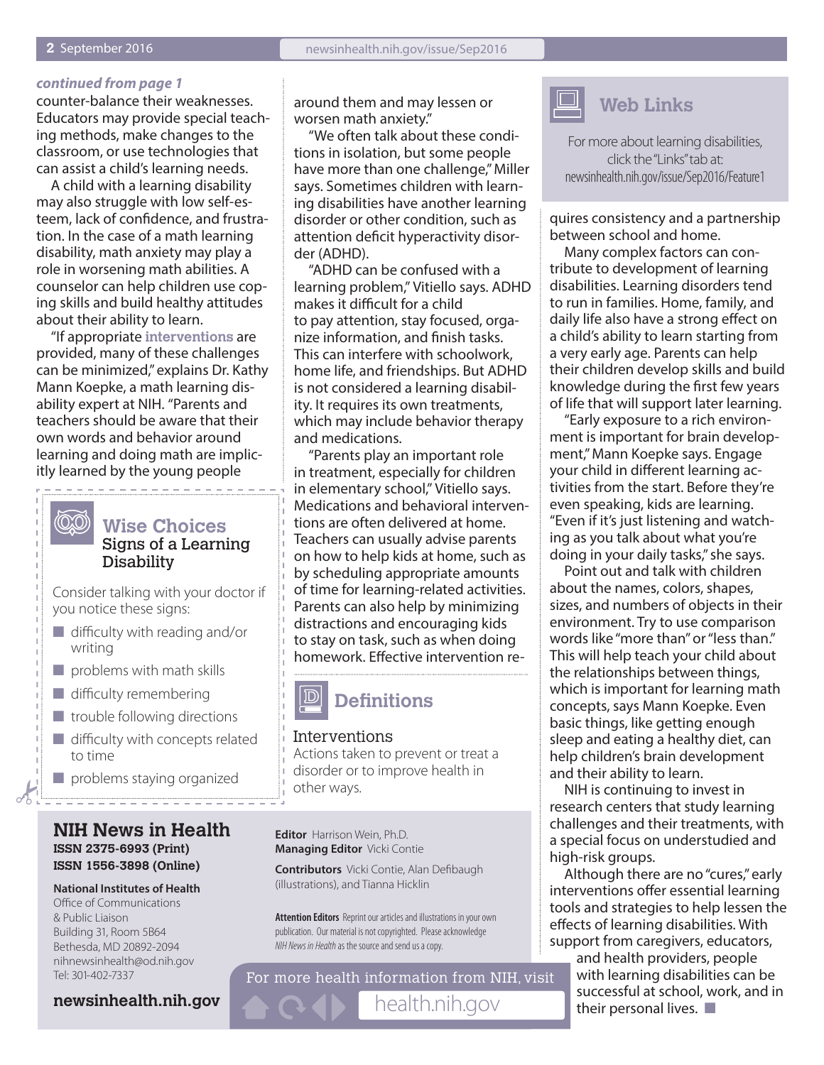*continued from page 1*

counter-balance their weaknesses. Educators may provide special teaching methods, make changes to the classroom, or use technologies that can assist a child's learning needs.

A child with a learning disability may also struggle with low self-esteem, lack of confidence, and frustration. In the case of a math learning disability, math anxiety may play a role in worsening math abilities. A counselor can help children use coping skills and build healthy attitudes about their ability to learn.

"If appropriate **interventions** are provided, many of these challenges can be minimized," explains Dr. Kathy Mann Koepke, a math learning disability expert at NIH. "Parents and teachers should be aware that their own words and behavior around learning and doing math are implicitly learned by the young people around them and may lessen or worsen math anxiety."

"We often talk about these conditions in isolation, but some people have more than one challenge," Miller says. Sometimes children with learning disabilities have another learning disorder or other condition, such as attention deficit hyperactivity disorder (ADHD).

"ADHD can be confused with a learning problem," Vitiello says. ADHD makes it difficult for a child to pay attention, stay focused, organize information, and finish tasks. This can interfere with schoolwork, home life, and friendships. But ADHD is not considered a learning disability. It requires its own treatments, which may include behavior therapy and medications.

"Parents play an important role in treatment, especially for children in elementary school," Vitiello says. Medications and behavioral interventions are often delivered at home. Teachers can usually advise parents on how to help kids at home, such as by scheduling appropriate amounts of time for learning-related activities. Parents can also help by minimizing distractions and encouraging kids to stay on task, such as when doing homework. Effective intervention requires consistency and a partnership between school and home.

Many complex factors can contribute to development of learning disabilities. Learning disorders tend to run in families. Home, family, and daily life also have a strong effect on a child's ability to learn starting from a very early age. Parents can help their children develop skills and build knowledge during the first few years of life that will support later learning.

"Early exposure to a rich environment is important for brain development," Mann Koepke says. Engage your child in different learning activities from the start. Before they're even speaking, kids are learning. "Even if it's just listening and watching as you talk about what you're doing in your daily tasks," she says.

Point out and talk with children about the names, colors, shapes, sizes, and numbers of objects in their environment. Try to use comparison words like "more than" or "less than." This will help teach your child about the relationships between things, which is important for learning math concepts, says Mann Koepke. Even basic things, like getting enough sleep and eating a healthy diet, can help children's brain development and their ability to learn.

NIH is continuing to invest in research centers that study learning challenges and their treatments, with a special focus on understudied and high-risk groups.

Although there are no "cures," early interventions offer essential learning tools and strategies to help lessen the effects of learning disabilities. With support from caregivers, educators, and health providers, people with learning disabilities can be successful at school, work, and in their personal lives. ■

## Wise Choices
### Signs of a Learning Disability

Consider talking with your doctor if you notice these signs:

- difficulty with reading and/or writing
- problems with math skills
- difficulty remembering
- trouble following directions
- difficulty with concepts related to time
- problems staying organized

## Definitions

**Interventions**
Actions taken to prevent or treat a disorder or to improve health in other ways.

## Web Links

For more about learning disabilities, click the "Links" tab at: newsinhealth.nih.gov/issue/Sep2016/Feature1

## NIH News in Health

**ISSN 2375-6993 (Print)**
**ISSN 1556-3898 (Online)**

**National Institutes of Health**
Office of Communications & Public Liaison
Building 31, Room 5B64
Bethesda, MD 20892-2094
nihnewsinhealth@od.nih.gov
Tel: 301-402-7337

**newsinhealth.nih.gov**

**Editor** Harrison Wein, Ph.D.
**Managing Editor** Vicki Contie

**Contributors** Vicki Contie, Alan Defibaugh (illustrations), and Tianna Hicklin

**Attention Editors** Reprint our articles and illustrations in your own publication. Our material is not copyrighted. Please acknowledge *NIH News in Health* as the source and send us a copy.

For more health information from NIH, visit health.nih.gov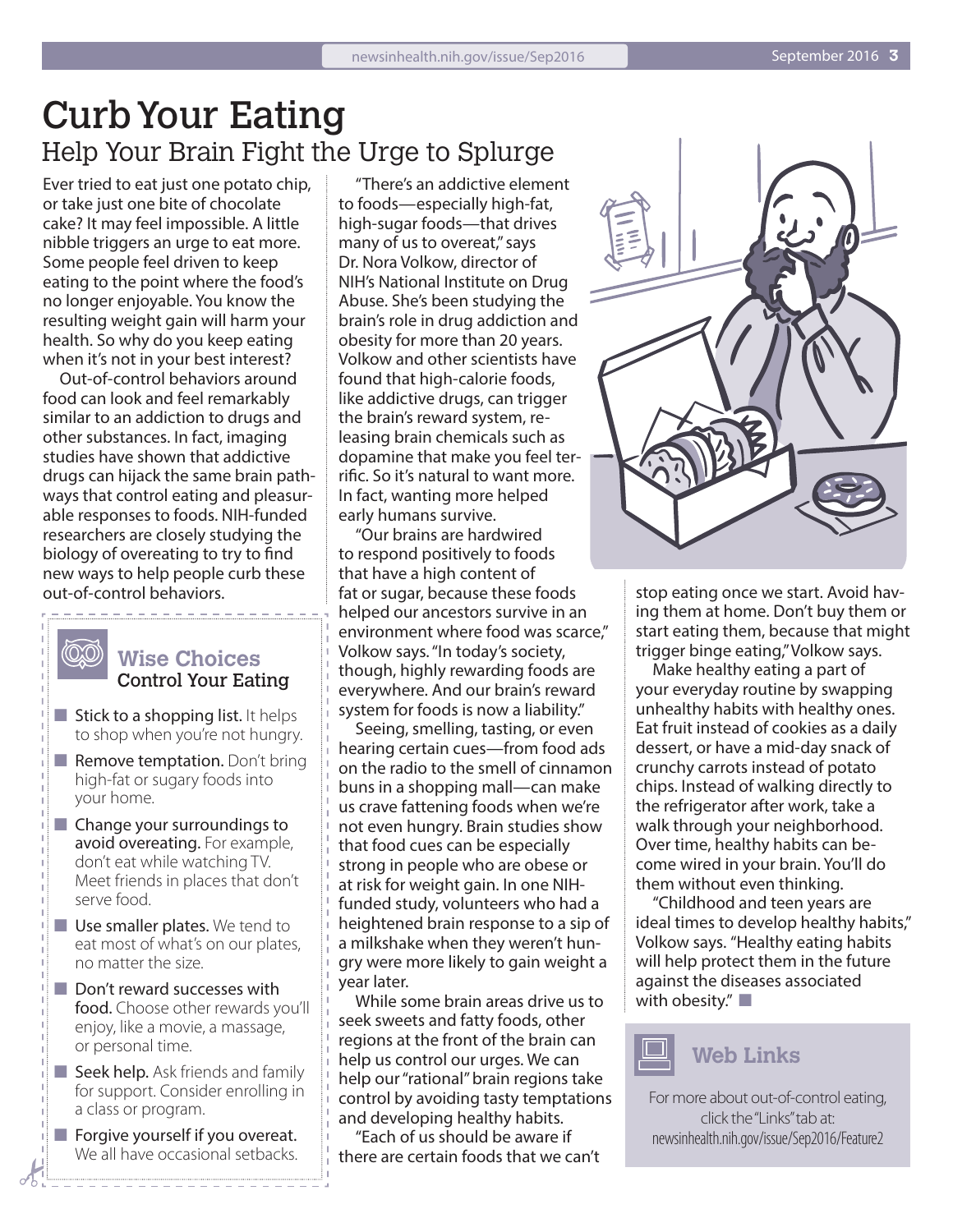# Curb Your Eating

## Help Your Brain Fight the Urge to Splurge

Ever tried to eat just one potato chip, or take just one bite of chocolate cake? It may feel impossible. A little nibble triggers an urge to eat more. Some people feel driven to keep eating to the point where the food's no longer enjoyable. You know the resulting weight gain will harm your health. So why do you keep eating when it's not in your best interest?

Out-of-control behaviors around food can look and feel remarkably similar to an addiction to drugs and other substances. In fact, imaging studies have shown that addictive drugs can hijack the same brain pathways that control eating and pleasurable responses to foods. NIH-funded researchers are closely studying the biology of overeating to try to find new ways to help people curb these out-of-control behaviors.

"There's an addictive element to foods—especially high-fat, high-sugar foods—that drives many of us to overeat," says Dr. Nora Volkow, director of NIH's National Institute on Drug Abuse. She's been studying the brain's role in drug addiction and obesity for more than 20 years. Volkow and other scientists have found that high-calorie foods, like addictive drugs, can trigger the brain's reward system, releasing brain chemicals such as dopamine that make you feel terrific. So it's natural to want more. In fact, wanting more helped early humans survive.

"Our brains are hardwired to respond positively to foods that have a high content of fat or sugar, because these foods helped our ancestors survive in an environment where food was scarce," Volkow says. "In today's society, though, highly rewarding foods are everywhere. And our brain's reward system for foods is now a liability."

Seeing, smelling, tasting, or even hearing certain cues—from food ads on the radio to the smell of cinnamon buns in a shopping mall—can make us crave fattening foods when we're not even hungry. Brain studies show that food cues can be especially strong in people who are obese or at risk for weight gain. In one NIH-funded study, volunteers who had a heightened brain response to a sip of a milkshake when they weren't hungry were more likely to gain weight a year later.

While some brain areas drive us to seek sweets and fatty foods, other regions at the front of the brain can help us control our urges. We can help our "rational" brain regions take control by avoiding tasty temptations and developing healthy habits.

"Each of us should be aware if there are certain foods that we can't stop eating once we start. Avoid having them at home. Don't buy them or start eating them, because that might trigger binge eating," Volkow says.

Make healthy eating a part of your everyday routine by swapping unhealthy habits with healthy ones. Eat fruit instead of cookies as a daily dessert, or have a mid-day snack of crunchy carrots instead of potato chips. Instead of walking directly to the refrigerator after work, take a walk through your neighborhood. Over time, healthy habits can become wired in your brain. You'll do them without even thinking.

"Childhood and teen years are ideal times to develop healthy habits," Volkow says. "Healthy eating habits will help protect them in the future against the diseases associated with obesity."

### Wise Choices
**Control Your Eating**

- **Stick to a shopping list.** It helps to shop when you're not hungry.
- **Remove temptation.** Don't bring high-fat or sugary foods into your home.
- **Change your surroundings to avoid overeating.** For example, don't eat while watching TV. Meet friends in places that don't serve food.
- **Use smaller plates.** We tend to eat most of what's on our plates, no matter the size.
- **Don't reward successes with food.** Choose other rewards you'll enjoy, like a movie, a massage, or personal time.
- **Seek help.** Ask friends and family for support. Consider enrolling in a class or program.
- **Forgive yourself if you overeat.** We all have occasional setbacks.

### Web Links

For more about out-of-control eating, click the "Links" tab at: newsinhealth.nih.gov/issue/Sep2016/Feature2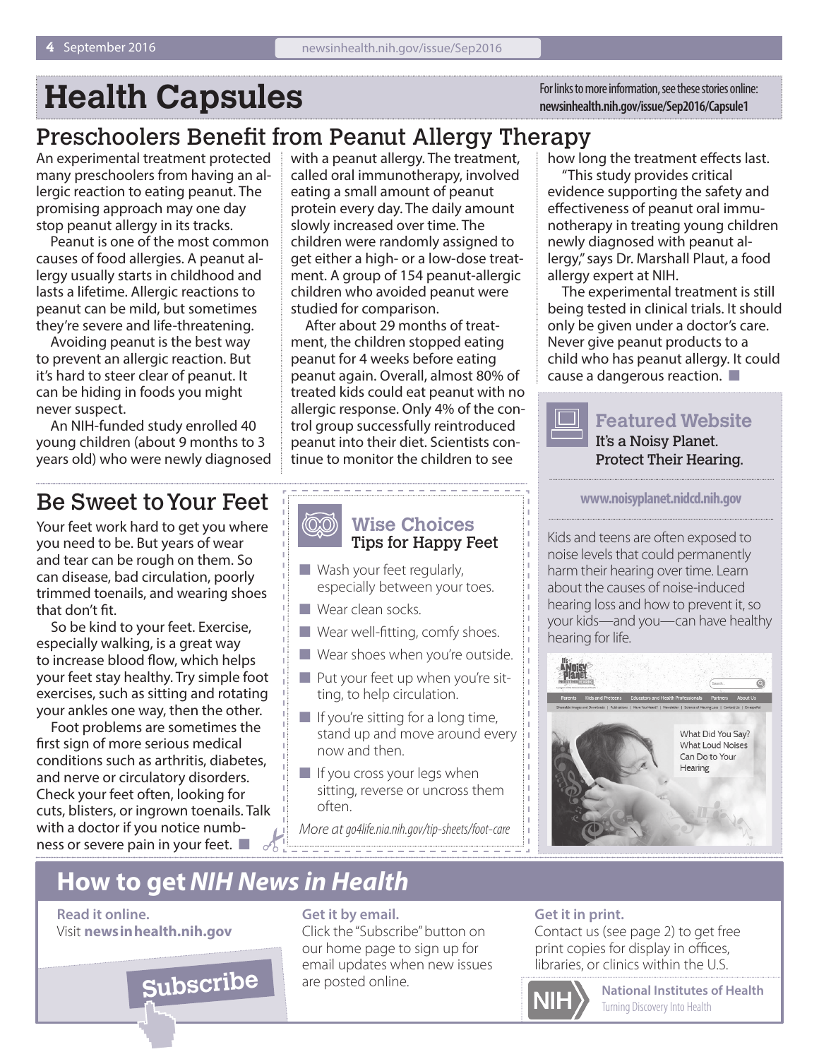# Health Capsules

For links to more information, see these stories online: **newsinhealth.nih.gov/issue/Sep2016/Capsule1**

## Preschoolers Benefit from Peanut Allergy Therapy

An experimental treatment protected many preschoolers from having an allergic reaction to eating peanut. The promising approach may one day stop peanut allergy in its tracks.

Peanut is one of the most common causes of food allergies. A peanut allergy usually starts in childhood and lasts a lifetime. Allergic reactions to peanut can be mild, but sometimes they're severe and life-threatening.

Avoiding peanut is the best way to prevent an allergic reaction. But it's hard to steer clear of peanut. It can be hiding in foods you might never suspect.

An NIH-funded study enrolled 40 young children (about 9 months to 3 years old) who were newly diagnosed with a peanut allergy. The treatment, called oral immunotherapy, involved eating a small amount of peanut protein every day. The daily amount slowly increased over time. The children were randomly assigned to get either a high- or a low-dose treatment. A group of 154 peanut-allergic children who avoided peanut were studied for comparison.

After about 29 months of treatment, the children stopped eating peanut for 4 weeks before eating peanut again. Overall, almost 80% of treated kids could eat peanut with no allergic response. Only 4% of the control group successfully reintroduced peanut into their diet. Scientists continue to monitor the children to see how long the treatment effects last.

"This study provides critical evidence supporting the safety and effectiveness of peanut oral immunotherapy in treating young children newly diagnosed with peanut allergy," says Dr. Marshall Plaut, a food allergy expert at NIH.

The experimental treatment is still being tested in clinical trials. It should only be given under a doctor's care. Never give peanut products to a child who has peanut allergy. It could cause a dangerous reaction.

## Be Sweet to Your Feet

Your feet work hard to get you where you need to be. But years of wear and tear can be rough on them. So can disease, bad circulation, poorly trimmed toenails, and wearing shoes that don't fit.

So be kind to your feet. Exercise, especially walking, is a great way to increase blood flow, which helps your feet stay healthy. Try simple foot exercises, such as sitting and rotating your ankles one way, then the other.

Foot problems are sometimes the first sign of more serious medical conditions such as arthritis, diabetes, and nerve or circulatory disorders. Check your feet often, looking for cuts, blisters, or ingrown toenails. Talk with a doctor if you notice numbness or severe pain in your feet.

### Wise Choices
**Tips for Happy Feet**

- Wash your feet regularly, especially between your toes.
- Wear clean socks.
- Wear well-fitting, comfy shoes.
- Wear shoes when you're outside.
- Put your feet up when you're sitting, to help circulation.
- If you're sitting for a long time, stand up and move around every now and then.
- If you cross your legs when sitting, reverse or uncross them often.

*More at go4life.nia.nih.gov/tip-sheets/foot-care*

### Featured Website
**It's a Noisy Planet. Protect Their Hearing.**

**www.noisyplanet.nidcd.nih.gov**

Kids and teens are often exposed to noise levels that could permanently harm their hearing over time. Learn about the causes of noise-induced hearing loss and how to prevent it, so your kids—and you—can have healthy hearing for life.

## How to get *NIH News in Health*

**Read it online.**
Visit **newsinhealth.nih.gov**

**Subscribe**

**Get it by email.**
Click the "Subscribe" button on our home page to sign up for email updates when new issues are posted online.

**Get it in print.**
Contact us (see page 2) to get free print copies for display in offices, libraries, or clinics within the U.S.

**National Institutes of Health**
Turning Discovery Into Health